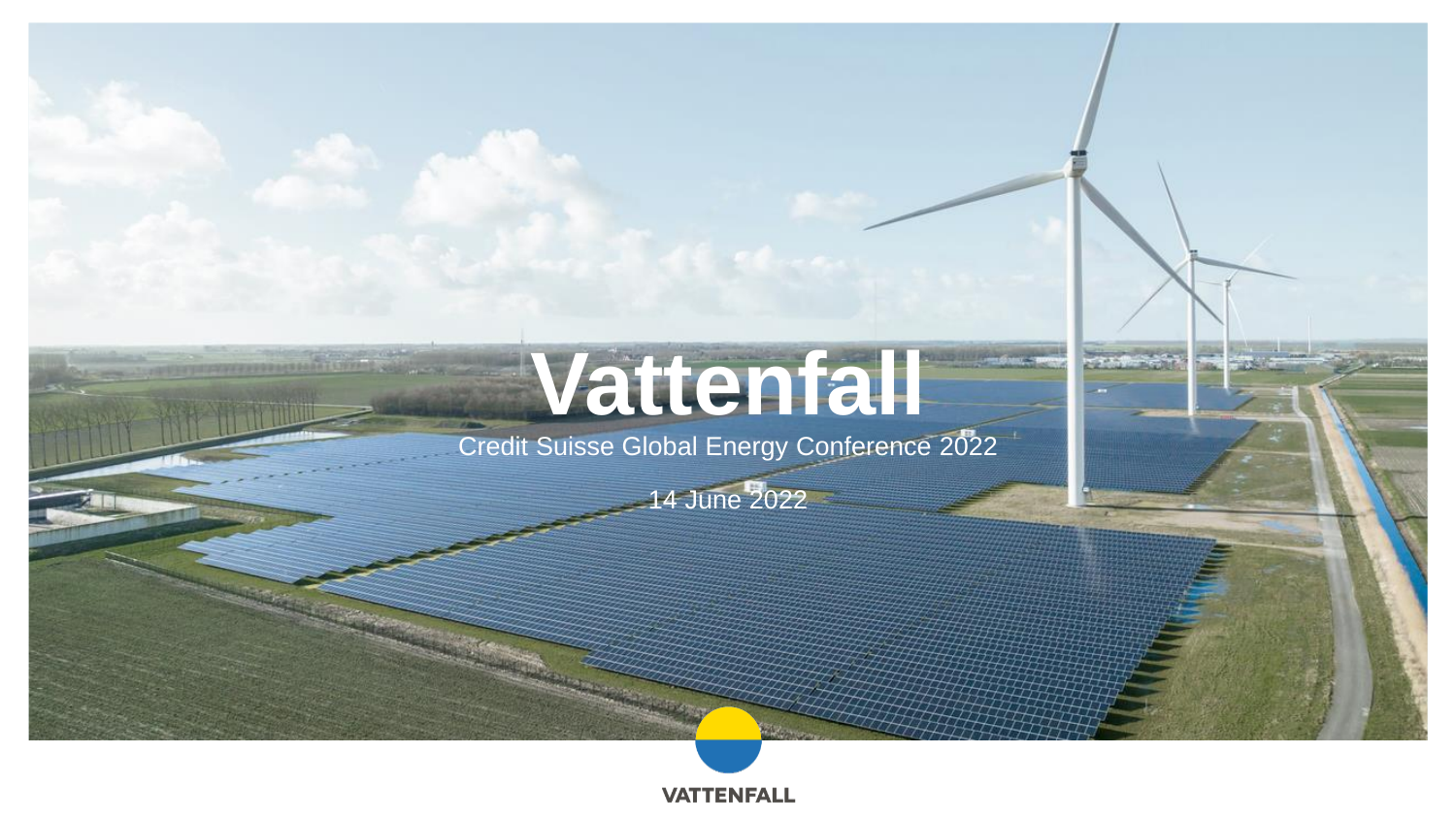# Vattenfall

Credit Suisse Global Energy Conference 2022

14 June 2022

VATTENFALL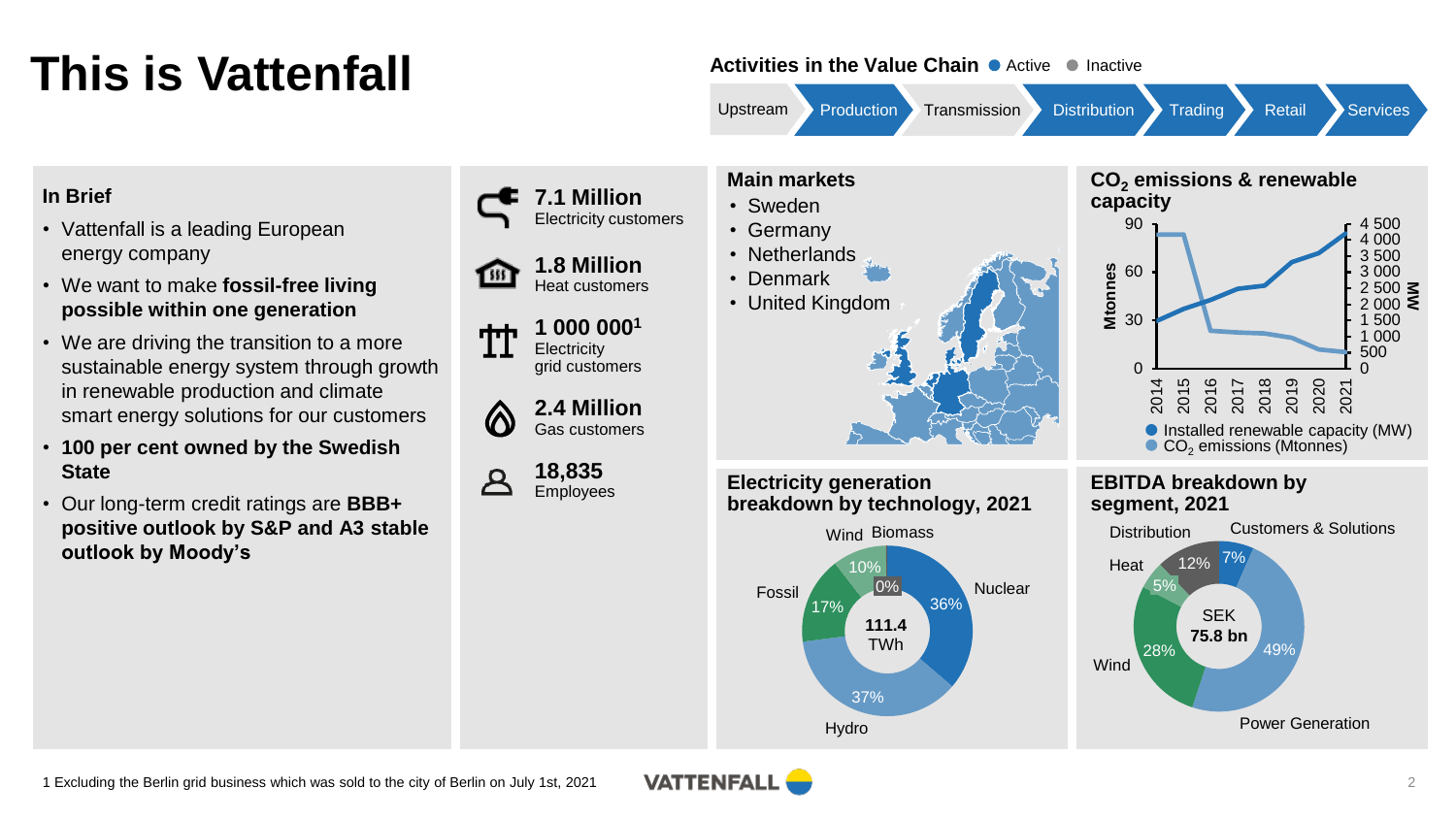# This is Vattenfall

**Activities in the Value Chain** ● Active ● Inactive

Upstream → Production → Transmission → Distribution → Trading → Retail → Services

## In Brief

- Vattenfall is a leading European energy company
- We want to make **fossil-free living possible within one generation**
- We are driving the transition to a more sustainable energy system through growth in renewable production and climate smart energy solutions for our customers
- **100 per cent owned by the Swedish State**
- Our long-term credit ratings are **BBB+ positive outlook by S&P and A3 stable outlook by Moody's**

**7.1 Million**
Electricity customers

**1.8 Million**
Heat customers

**1 000 000**[1]
Electricity grid customers

**2.4 Million**
Gas customers

**18,835**
Employees

## Main markets

- Sweden
- Germany
- Netherlands
- Denmark
- United Kingdom

## $CO_2$ emissions & renewable capacity

Left axis: Mtonnes (0–90); right axis: MW (0–4 500); years 2014–2021

- Installed renewable capacity (MW)
- $CO_2$ emissions (Mtonnes)

## Electricity generation breakdown by technology, 2021

111.4 TWh

| Technology | Share |
|---|---|
| Nuclear | 36% |
| Hydro | 37% |
| Fossil | 17% |
| Wind | 10% |
| Biomass | 0% |

## EBITDA breakdown by segment, 2021

SEK 75.8 bn

| Segment | Share |
|---|---|
| Power Generation | 49% |
| Wind | 28% |
| Heat | 5% |
| Distribution | 12% |
| Customers & Solutions | 7% |

1 Excluding the Berlin grid business which was sold to the city of Berlin on July 1st, 2021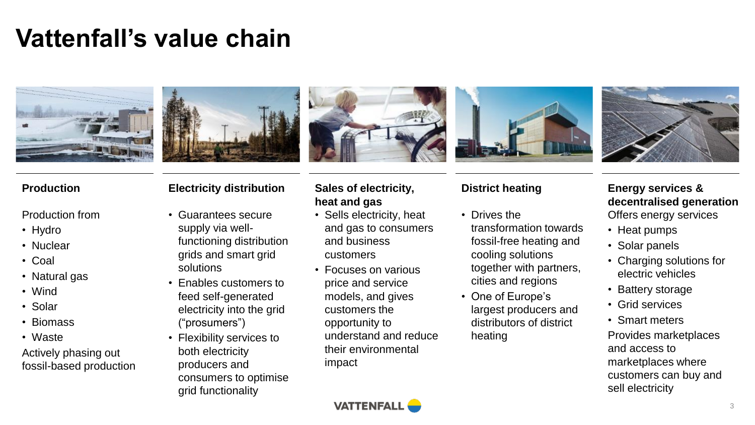# Vattenfall's value chain

### Production

Production from

- Hydro
- Nuclear
- Coal
- Natural gas
- Wind
- Solar
- Biomass
- Waste

Actively phasing out fossil-based production

### Electricity distribution

- Guarantees secure supply via well-functioning distribution grids and smart grid solutions
- Enables customers to feed self-generated electricity into the grid ("prosumers")
- Flexibility services to both electricity producers and consumers to optimise grid functionality

### Sales of electricity, heat and gas

- Sells electricity, heat and gas to consumers and business customers
- Focuses on various price and service models, and gives customers the opportunity to understand and reduce their environmental impact

### District heating

- Drives the transformation towards fossil-free heating and cooling solutions together with partners, cities and regions
- One of Europe's largest producers and distributors of district heating

### Energy services & decentralised generation

Offers energy services

- Heat pumps
- Solar panels
- Charging solutions for electric vehicles
- Battery storage
- Grid services
- Smart meters

Provides marketplaces and access to marketplaces where customers can buy and sell electricity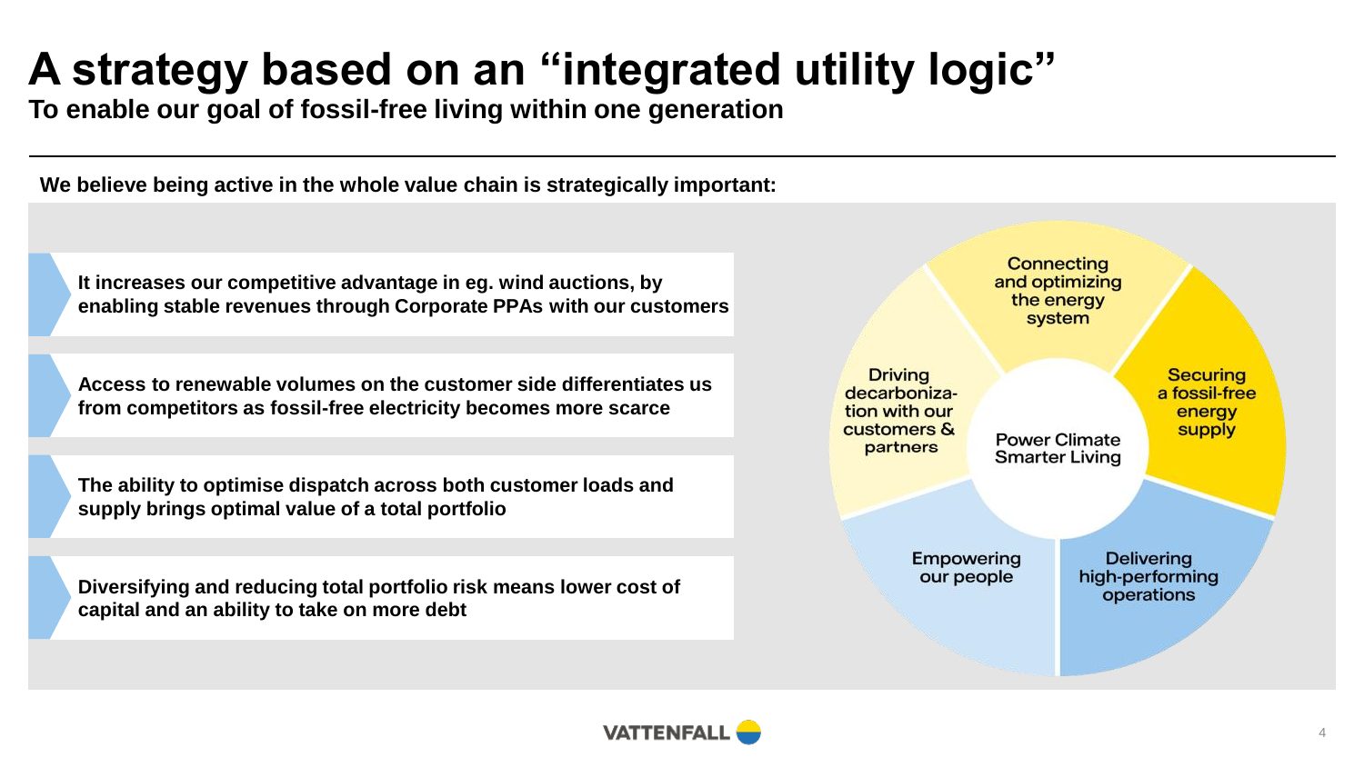# A strategy based on an "integrated utility logic"

**To enable our goal of fossil-free living within one generation**

**We believe being active in the whole value chain is strategically important:**

- **It increases our competitive advantage in eg. wind auctions, by enabling stable revenues through Corporate PPAs with our customers**
- **Access to renewable volumes on the customer side differentiates us from competitors as fossil-free electricity becomes more scarce**
- **The ability to optimise dispatch across both customer loads and supply brings optimal value of a total portfolio**
- **Diversifying and reducing total portfolio risk means lower cost of capital and an ability to take on more debt**

Power Climate Smarter Living

- Connecting and optimizing the energy system
- Securing a fossil-free energy supply
- Delivering high-performing operations
- Empowering our people
- Driving decarbonization with our customers & partners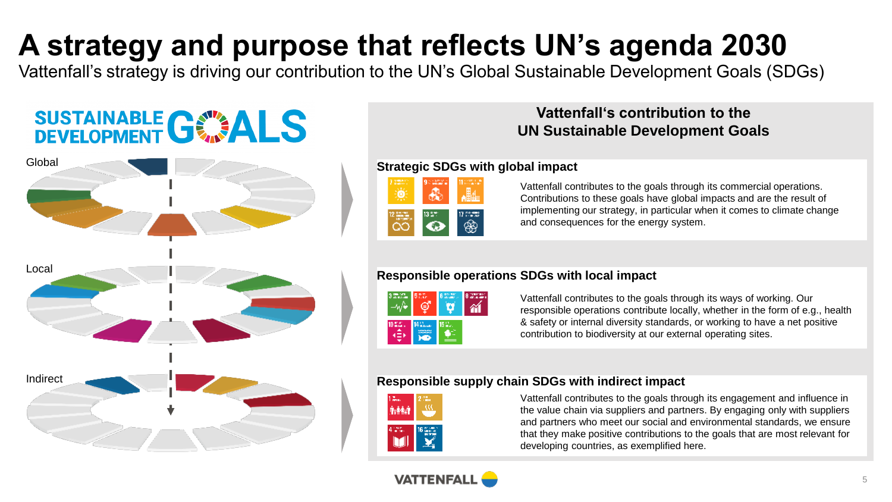# A strategy and purpose that reflects UN's agenda 2030

Vattenfall's strategy is driving our contribution to the UN's Global Sustainable Development Goals (SDGs)

SUSTAINABLE DEVELOPMENT GOALS

Global

Local

Indirect

## Vattenfall's contribution to the UN Sustainable Development Goals

### Strategic SDGs with global impact

Vattenfall contributes to the goals through its commercial operations. Contributions to these goals have global impacts and are the result of implementing our strategy, in particular when it comes to climate change and consequences for the energy system.

### Responsible operations SDGs with local impact

Vattenfall contributes to the goals through its ways of working. Our responsible operations contribute locally, whether in the form of e.g., health & safety or internal diversity standards, or working to have a net positive contribution to biodiversity at our external operating sites.

### Responsible supply chain SDGs with indirect impact

Vattenfall contributes to the goals through its engagement and influence in the value chain via suppliers and partners. By engaging only with suppliers and partners who meet our social and environmental standards, we ensure that they make positive contributions to the goals that are most relevant for developing countries, as exemplified here.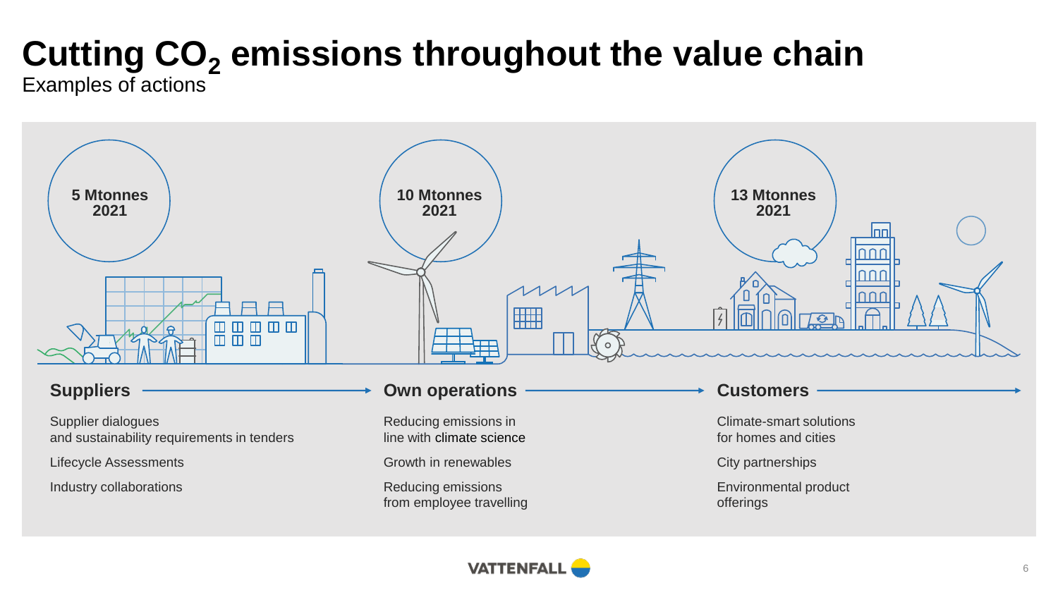# Cutting $CO_2$ emissions throughout the value chain

Examples of actions

**5 Mtonnes 2021**

**10 Mtonnes 2021**

**13 Mtonnes 2021**

## Suppliers

Supplier dialogues and sustainability requirements in tenders

Lifecycle Assessments

Industry collaborations

## Own operations

Reducing emissions in line with climate science

Growth in renewables

Reducing emissions from employee travelling

## Customers

Climate-smart solutions for homes and cities

City partnerships

Environmental product offerings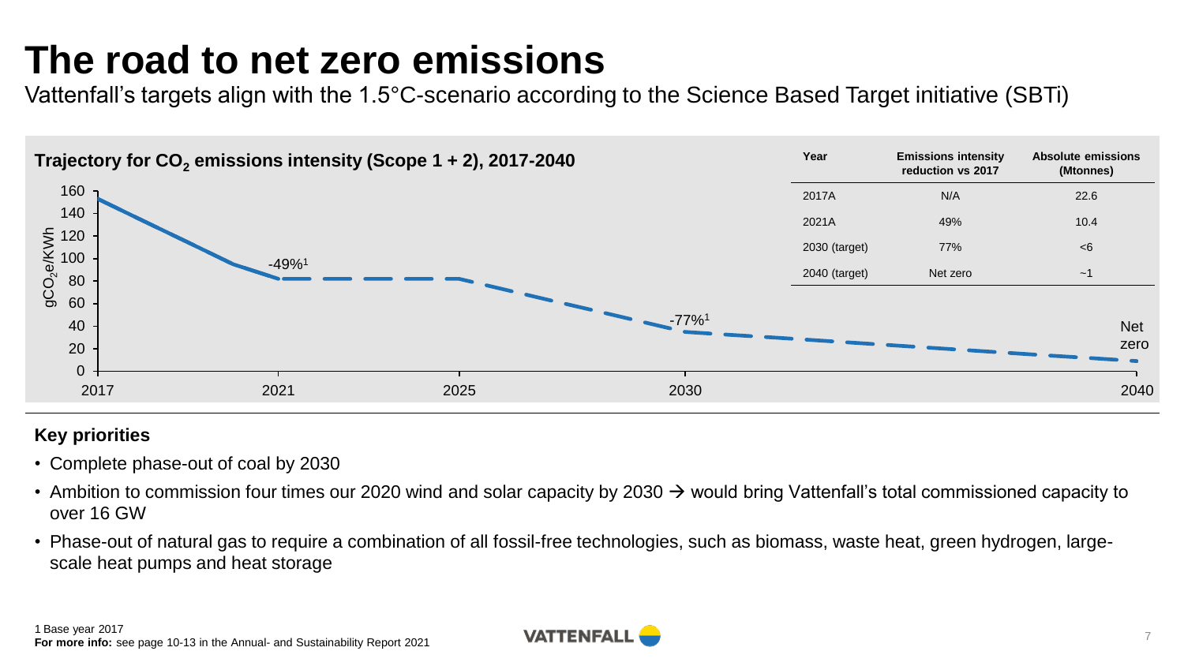# The road to net zero emissions

Vattenfall's targets align with the 1.5°C-scenario according to the Science Based Target initiative (SBTi)

**Trajectory for $CO_2$ emissions intensity (Scope 1 + 2), 2017-2040**

Y-axis: $gCO_2e/KWh$ (0–160). X-axis: 2017, 2021, 2025, 2030, 2040. Labels: -49%[1] (2021), -77%[1] (2030), Net zero (2040).

| Year | Emissions intensity reduction vs 2017 | Absolute emissions (Mtonnes) |
|---|---|---|
| 2017A | N/A | 22.6 |
| 2021A | 49% | 10.4 |
| 2030 (target) | 77% | <6 |
| 2040 (target) | Net zero | ~1 |

**Key priorities**

- Complete phase-out of coal by 2030
- Ambition to commission four times our 2020 wind and solar capacity by 2030 → would bring Vattenfall's total commissioned capacity to over 16 GW
- Phase-out of natural gas to require a combination of all fossil-free technologies, such as biomass, waste heat, green hydrogen, large-scale heat pumps and heat storage

1 Base year 2017

**For more info:** see page 10-13 in the Annual- and Sustainability Report 2021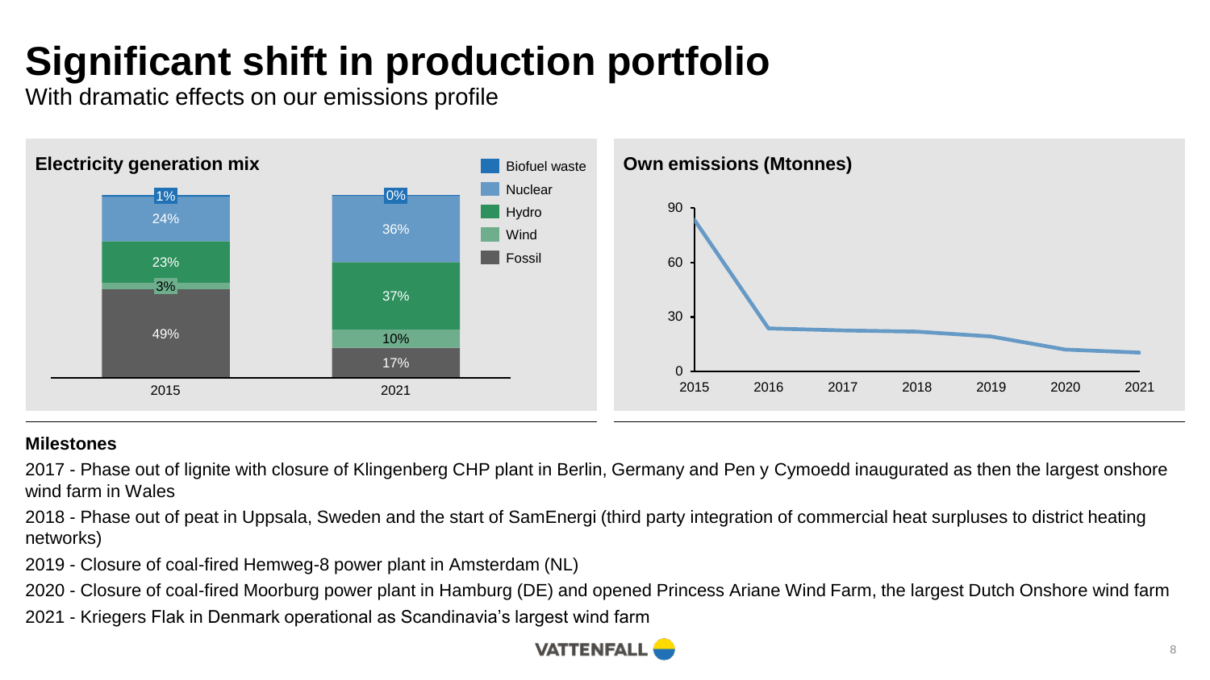# Significant shift in production portfolio

With dramatic effects on our emissions profile

**Electricity generation mix**

| | 2015 | 2021 |
|---|---|---|
| Biofuel waste | 1% | 0% |
| Nuclear | 24% | 36% |
| Hydro | 23% | 37% |
| Wind | 3% | 10% |
| Fossil | 49% | 17% |

**Own emissions (Mtonnes)**

**Milestones**

2017 - Phase out of lignite with closure of Klingenberg CHP plant in Berlin, Germany and Pen y Cymoedd inaugurated as then the largest onshore wind farm in Wales

2018 - Phase out of peat in Uppsala, Sweden and the start of SamEnergi (third party integration of commercial heat surpluses to district heating networks)

2019 - Closure of coal-fired Hemweg-8 power plant in Amsterdam (NL)

2020 - Closure of coal-fired Moorburg power plant in Hamburg (DE) and opened Princess Ariane Wind Farm, the largest Dutch Onshore wind farm

2021 - Kriegers Flak in Denmark operational as Scandinavia's largest wind farm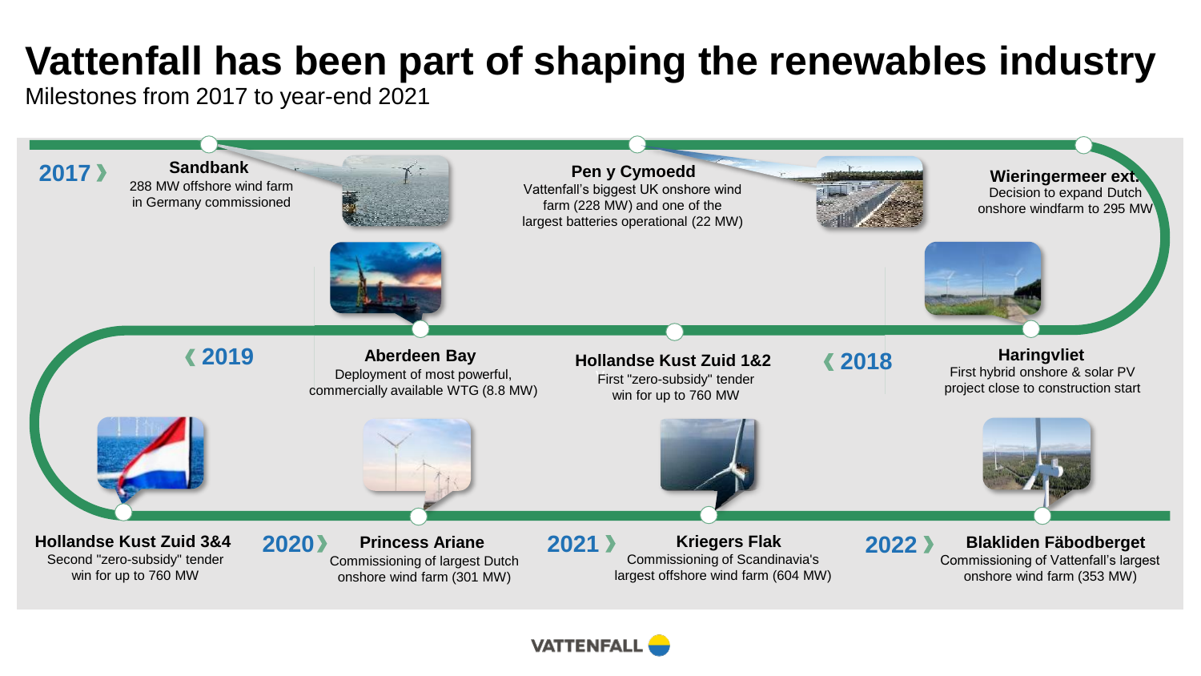# Vattenfall has been part of shaping the renewables industry

Milestones from 2017 to year-end 2021

## 2017

**Sandbank**
288 MW offshore wind farm in Germany commissioned

**Pen y Cymoedd**
Vattenfall's biggest UK onshore wind farm (228 MW) and one of the largest batteries operational (22 MW)

**Wieringermeer ext.**
Decision to expand Dutch onshore windfarm to 295 MW

## 2018

**Haringvliet**
First hybrid onshore & solar PV project close to construction start

**Hollandse Kust Zuid 1&2**
First "zero-subsidy" tender win for up to 760 MW

## 2019

**Aberdeen Bay**
Deployment of most powerful, commercially available WTG (8.8 MW)

**Hollandse Kust Zuid 3&4**
Second "zero-subsidy" tender win for up to 760 MW

## 2020

**Princess Ariane**
Commissioning of largest Dutch onshore wind farm (301 MW)

## 2021

**Kriegers Flak**
Commissioning of Scandinavia's largest offshore wind farm (604 MW)

## 2022

**Blakliden Fäbodberget**
Commissioning of Vattenfall's largest onshore wind farm (353 MW)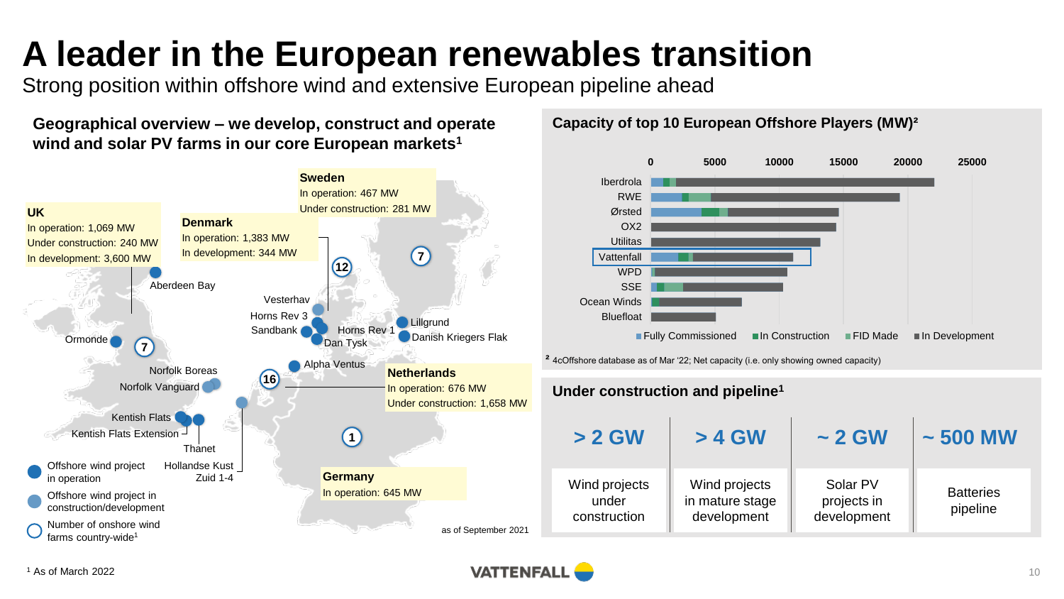# A leader in the European renewables transition

Strong position within offshore wind and extensive European pipeline ahead

## Geographical overview – we develop, construct and operate wind and solar PV farms in our core European markets[1]

**UK**
In operation: 1,069 MW
Under construction: 240 MW
In development: 3,600 MW

**Denmark**
In operation: 1,383 MW
In development: 344 MW

**Sweden**
In operation: 467 MW
Under construction: 281 MW

**Netherlands**
In operation: 676 MW
Under construction: 1,658 MW

**Germany**
In operation: 645 MW

Aberdeen Bay, Ormonde, Norfolk Boreas, Norfolk Vanguard, Kentish Flats, Kentish Flats Extension, Thanet, Hollandse Kust Zuid 1-4, Vesterhav, Horns Rev 3, Sandbank, Horns Rev 1, Dan Tysk, Alpha Ventus, Lillgrund, Danish Kriegers Flak

Number of onshore wind farms country-wide[1]: UK 7, Denmark 12, Sweden 7, Netherlands 16, Germany 1

- Offshore wind project in operation
- Offshore wind project in construction/development
- Number of onshore wind farms country-wide[1]

as of September 2021

## Capacity of top 10 European Offshore Players (MW)[2]

Iberdrola, RWE, Ørsted, OX2, Utilitas, Vattenfall, WPD, SSE, Ocean Winds, Bluefloat

Fully Commissioned | In Construction | FID Made | In Development

[2] 4cOffshore database as of Mar '22; Net capacity (i.e. only showing owned capacity)

## Under construction and pipeline[1]

| > 2 GW | > 4 GW | ~ 2 GW | ~ 500 MW |
|---|---|---|---|
| Wind projects under construction | Wind projects in mature stage development | Solar PV projects in development | Batteries pipeline |

[1] As of March 2022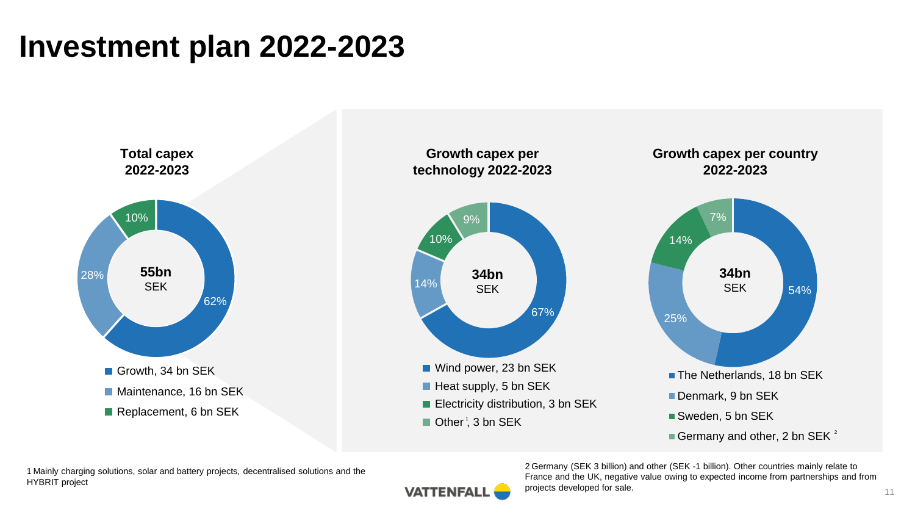# Investment plan 2022-2023

### Total capex 2022-2023

**55bn** SEK

- Growth, 34 bn SEK (62%)
- Maintenance, 16 bn SEK (28%)
- Replacement, 6 bn SEK (10%)

### Growth capex per technology 2022-2023

**34bn** SEK

- Wind power, 23 bn SEK (67%)
- Heat supply, 5 bn SEK (14%)
- Electricity distribution, 3 bn SEK (10%)
- Other[1], 3 bn SEK (9%)

### Growth capex per country 2022-2023

**34bn** SEK

- The Netherlands, 18 bn SEK (54%)
- Denmark, 9 bn SEK (25%)
- Sweden, 5 bn SEK (14%)
- Germany and other, 2 bn SEK[2] (7%)

1 Mainly charging solutions, solar and battery projects, decentralised solutions and the HYBRIT project

2 Germany (SEK 3 billion) and other (SEK -1 billion). Other countries mainly relate to France and the UK, negative value owing to expected income from partnerships and from projects developed for sale.

VATTENFALL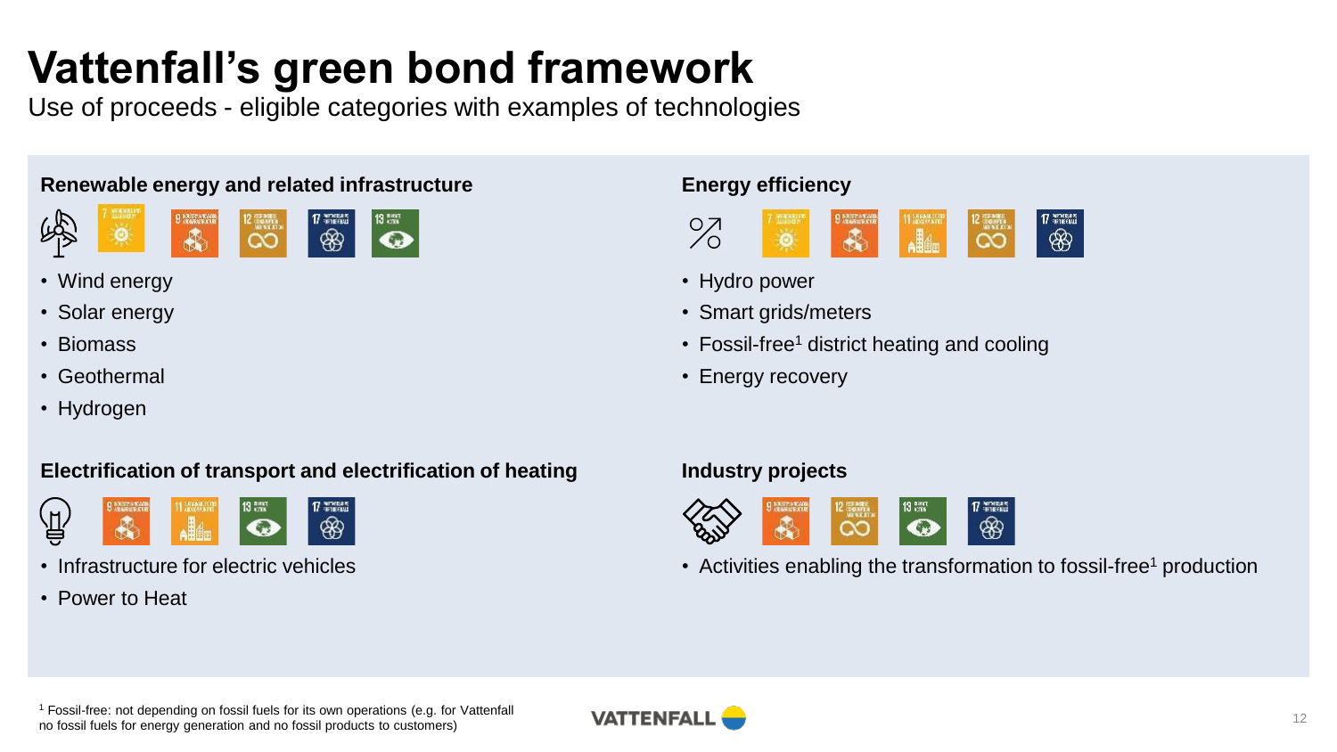# Vattenfall's green bond framework

Use of proceeds - eligible categories with examples of technologies

### Renewable energy and related infrastructure

- Wind energy
- Solar energy
- Biomass
- Geothermal
- Hydrogen

### Energy efficiency

- Hydro power
- Smart grids/meters
- Fossil-free[1] district heating and cooling
- Energy recovery

### Electrification of transport and electrification of heating

- Infrastructure for electric vehicles
- Power to Heat

### Industry projects

- Activities enabling the transformation to fossil-free[1] production

[1] Fossil-free: not depending on fossil fuels for its own operations (e.g. for Vattenfall no fossil fuels for energy generation and no fossil products to customers)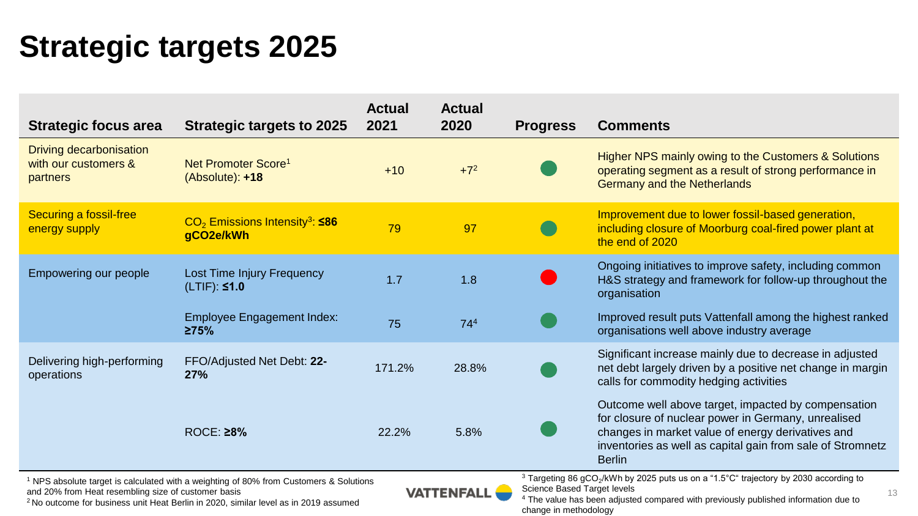# Strategic targets 2025

| Strategic focus area | Strategic targets to 2025 | Actual 2021 | Actual 2020 | Progress | Comments |
|---|---|---|---|---|---|
| Driving decarbonisation with our customers & partners | Net Promoter Score[1] (Absolute): **+18** | +10 | +7[2] | 🟢 | Higher NPS mainly owing to the Customers & Solutions operating segment as a result of strong performance in Germany and the Netherlands |
| Securing a fossil-free energy supply | $CO_2$ Emissions Intensity[3]: **≤86 gCO2e/kWh** | 79 | 97 | 🟢 | Improvement due to lower fossil-based generation, including closure of Moorburg coal-fired power plant at the end of 2020 |
| Empowering our people | Lost Time Injury Frequency (LTIF): **≤1.0** | 1.7 | 1.8 | 🔴 | Ongoing initiatives to improve safety, including common H&S strategy and framework for follow-up throughout the organisation |
| | Employee Engagement Index: **≥75%** | 75 | 74[4] | 🟢 | Improved result puts Vattenfall among the highest ranked organisations well above industry average |
| Delivering high-performing operations | FFO/Adjusted Net Debt: **22-27%** | 171.2% | 28.8% | 🟢 | Significant increase mainly due to decrease in adjusted net debt largely driven by a positive net change in margin calls for commodity hedging activities |
| | ROCE: **≥8%** | 22.2% | 5.8% | 🟢 | Outcome well above target, impacted by compensation for closure of nuclear power in Germany, unrealised changes in market value of energy derivatives and inventories as well as capital gain from sale of Stromnetz Berlin |

[1] NPS absolute target is calculated with a weighting of 80% from Customers & Solutions and 20% from Heat resembling size of customer basis

[2] No outcome for business unit Heat Berlin in 2020, similar level as in 2019 assumed

[3] Targeting 86 $gCO_2$/kWh by 2025 puts us on a "1.5°C" trajectory by 2030 according to Science Based Target levels

[4] The value has been adjusted compared with previously published information due to change in methodology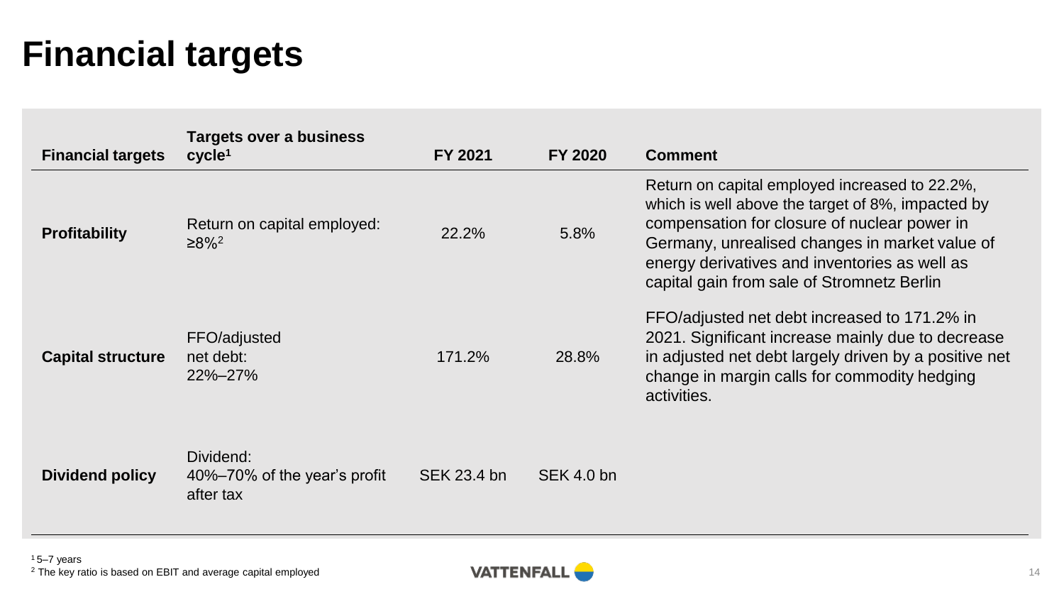# Financial targets

| Financial targets | Targets over a business cycle[1] | FY 2021 | FY 2020 | Comment |
|---|---|---|---|---|
| **Profitability** | Return on capital employed: ≥8%[2] | 22.2% | 5.8% | Return on capital employed increased to 22.2%, which is well above the target of 8%, impacted by compensation for closure of nuclear power in Germany, unrealised changes in market value of energy derivatives and inventories as well as capital gain from sale of Stromnetz Berlin |
| **Capital structure** | FFO/adjusted net debt: 22%–27% | 171.2% | 28.8% | FFO/adjusted net debt increased to 171.2% in 2021. Significant increase mainly due to decrease in adjusted net debt largely driven by a positive net change in margin calls for commodity hedging activities. |
| **Dividend policy** | Dividend: 40%–70% of the year's profit after tax | SEK 23.4 bn | SEK 4.0 bn | |

[1] 5–7 years

[2] The key ratio is based on EBIT and average capital employed